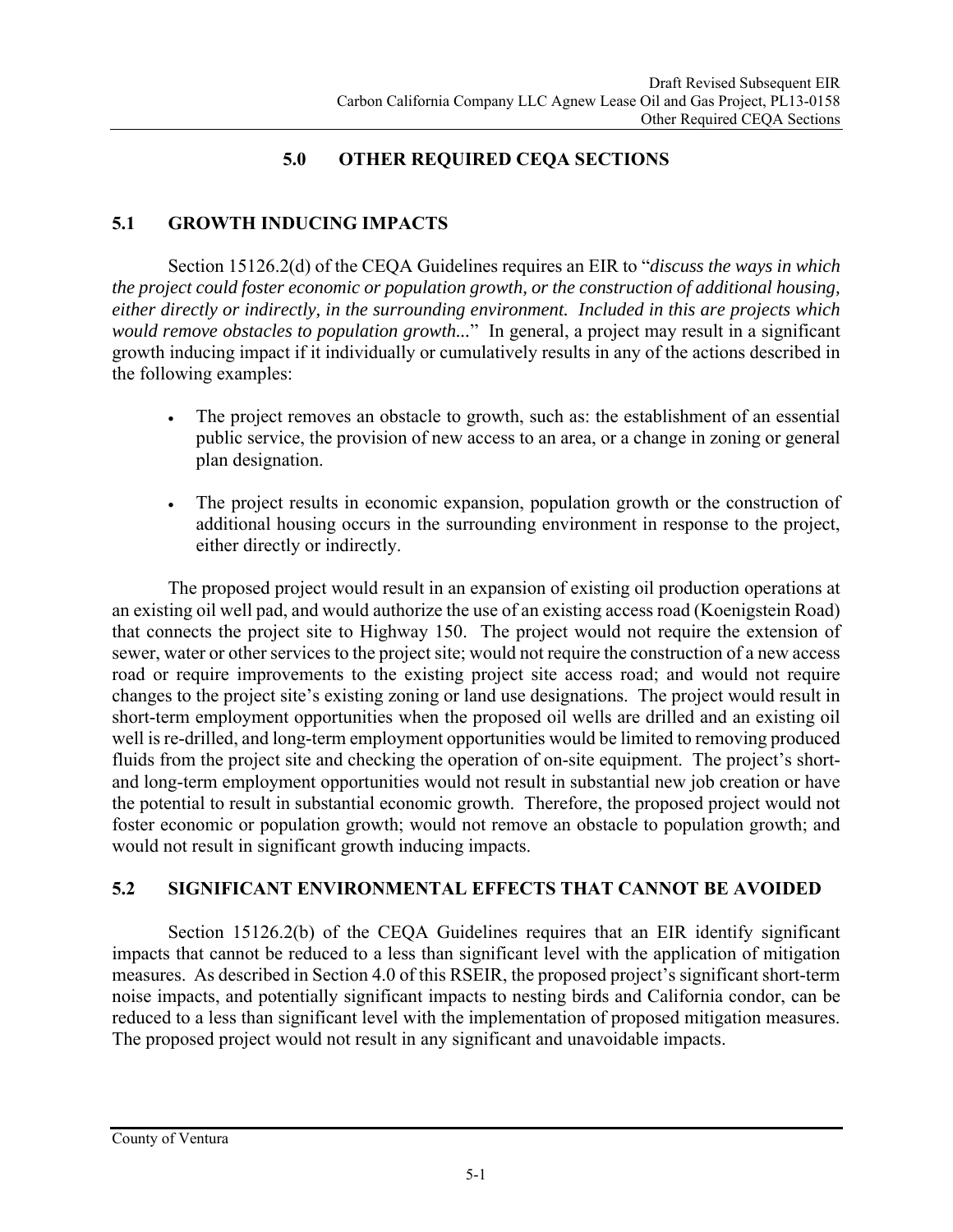# 5.0 OTHER REQUIRED CEQA SECTIONS

## 5.1 GROWTH INDUCING IMPACTS

Section 15126.2(d) of the CEQA Guidelines requires an EIR to "*discuss the ways in which the project could foster economic or population growth, or the construction of additional housing, either directly or indirectly, in the surrounding environment. Included in this are projects which would remove obstacles to population growth...*" In general, a project may result in a significant growth inducing impact if it individually or cumulatively results in any of the actions described in the following examples:

- The project removes an obstacle to growth, such as: the establishment of an essential public service, the provision of new access to an area, or a change in zoning or general plan designation.
- The project results in economic expansion, population growth or the construction of additional housing occurs in the surrounding environment in response to the project, either directly or indirectly.

The proposed project would result in an expansion of existing oil production operations at an existing oil well pad, and would authorize the use of an existing access road (Koenigstein Road) that connects the project site to Highway 150. The project would not require the extension of sewer, water or other services to the project site; would not require the construction of a new access road or require improvements to the existing project site access road; and would not require changes to the project site's existing zoning or land use designations. The project would result in short-term employment opportunities when the proposed oil wells are drilled and an existing oil well is re-drilled, and long-term employment opportunities would be limited to removing produced fluids from the project site and checking the operation of on-site equipment. The project's short- and long-term employment opportunities would not result in substantial new job creation or have the potential to result in substantial economic growth. Therefore, the proposed project would not foster economic or population growth; would not remove an obstacle to population growth; and would not result in significant growth inducing impacts.

## 5.2 SIGNIFICANT ENVIRONMENTAL EFFECTS THAT CANNOT BE AVOIDED

Section 15126.2(b) of the CEQA Guidelines requires that an EIR identify significant impacts that cannot be reduced to a less than significant level with the application of mitigation measures. As described in Section 4.0 of this RSEIR, the proposed project's significant short-term noise impacts, and potentially significant impacts to nesting birds and California condor, can be reduced to a less than significant level with the implementation of proposed mitigation measures. The proposed project would not result in any significant and unavoidable impacts.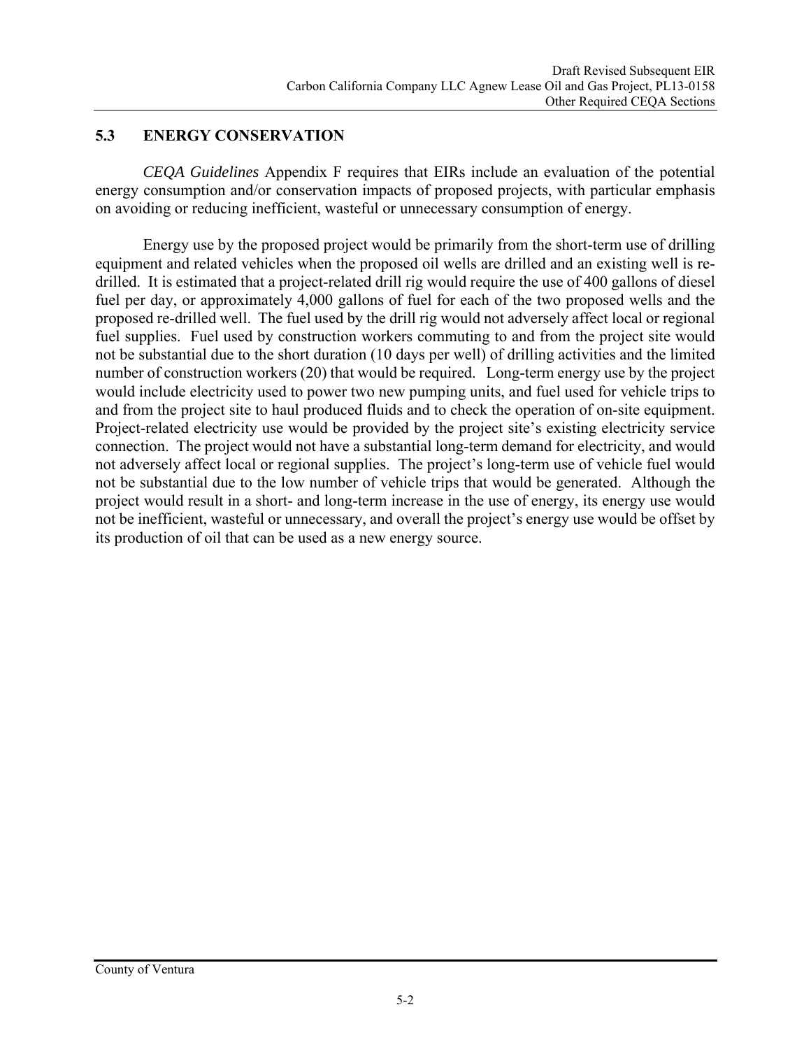## 5.3 ENERGY CONSERVATION

*CEQA Guidelines* Appendix F requires that EIRs include an evaluation of the potential energy consumption and/or conservation impacts of proposed projects, with particular emphasis on avoiding or reducing inefficient, wasteful or unnecessary consumption of energy.

Energy use by the proposed project would be primarily from the short-term use of drilling equipment and related vehicles when the proposed oil wells are drilled and an existing well is re-drilled. It is estimated that a project-related drill rig would require the use of 400 gallons of diesel fuel per day, or approximately 4,000 gallons of fuel for each of the two proposed wells and the proposed re-drilled well. The fuel used by the drill rig would not adversely affect local or regional fuel supplies. Fuel used by construction workers commuting to and from the project site would not be substantial due to the short duration (10 days per well) of drilling activities and the limited number of construction workers (20) that would be required. Long-term energy use by the project would include electricity used to power two new pumping units, and fuel used for vehicle trips to and from the project site to haul produced fluids and to check the operation of on-site equipment. Project-related electricity use would be provided by the project site's existing electricity service connection. The project would not have a substantial long-term demand for electricity, and would not adversely affect local or regional supplies. The project's long-term use of vehicle fuel would not be substantial due to the low number of vehicle trips that would be generated. Although the project would result in a short- and long-term increase in the use of energy, its energy use would not be inefficient, wasteful or unnecessary, and overall the project's energy use would be offset by its production of oil that can be used as a new energy source.